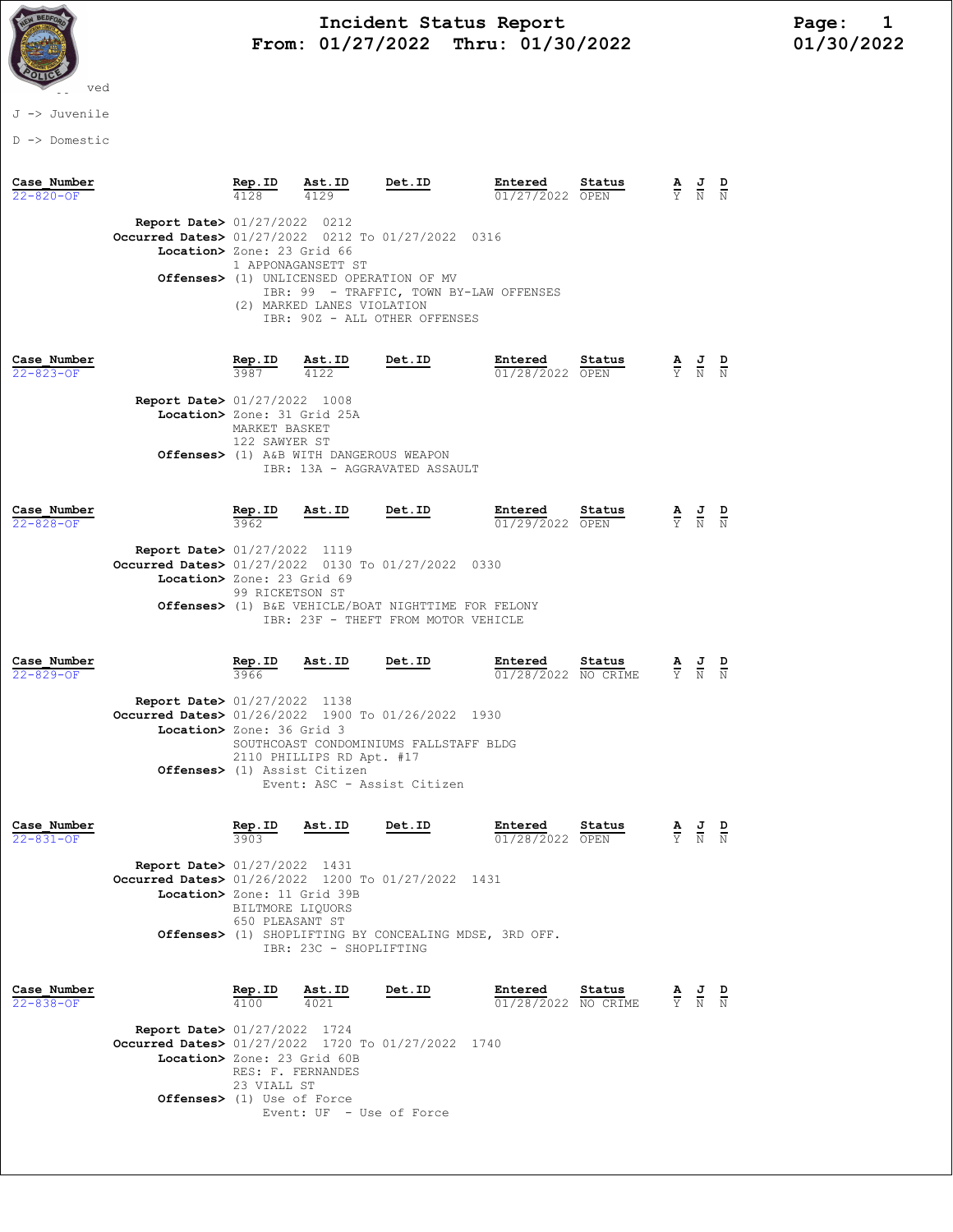# Incident Status Report

**From: 01/27/2022 Thru: 01/30/2022**

Page: 1
01/30/2022

ved

J -> Juvenile

D -> Domestic

| Case_Number | Rep.ID | Ast.ID | Det.ID | Entered | Status | A | J | D |
|---|---|---|---|---|---|---|---|---|
| 22-820-OF | 4128 | 4129 | | 01/27/2022 | OPEN | Y | N | N |

**Report Date>** 01/27/2022 0212
**Occurred Dates>** 01/27/2022 0212 To 01/27/2022 0316
**Location>** Zone: 23 Grid 66
1 APPONAGANSETT ST
**Offenses>** (1) UNLICENSED OPERATION OF MV
IBR: 99 - TRAFFIC, TOWN BY-LAW OFFENSES
(2) MARKED LANES VIOLATION
IBR: 90Z - ALL OTHER OFFENSES

| Case_Number | Rep.ID | Ast.ID | Det.ID | Entered | Status | A | J | D |
|---|---|---|---|---|---|---|---|---|
| 22-823-OF | 3987 | 4122 | | 01/28/2022 | OPEN | Y | N | N |

**Report Date>** 01/27/2022 1008
**Location>** Zone: 31 Grid 25A
MARKET BASKET
122 SAWYER ST
**Offenses>** (1) A&B WITH DANGEROUS WEAPON
IBR: 13A - AGGRAVATED ASSAULT

| Case_Number | Rep.ID | Ast.ID | Det.ID | Entered | Status | A | J | D |
|---|---|---|---|---|---|---|---|---|
| 22-828-OF | 3962 | | | 01/29/2022 | OPEN | Y | N | N |

**Report Date>** 01/27/2022 1119
**Occurred Dates>** 01/27/2022 0130 To 01/27/2022 0330
**Location>** Zone: 23 Grid 69
99 RICKETSON ST
**Offenses>** (1) B&E VEHICLE/BOAT NIGHTTIME FOR FELONY
IBR: 23F - THEFT FROM MOTOR VEHICLE

| Case_Number | Rep.ID | Ast.ID | Det.ID | Entered | Status | A | J | D |
|---|---|---|---|---|---|---|---|---|
| 22-829-OF | 3966 | | | 01/28/2022 | NO CRIME | Y | N | N |

**Report Date>** 01/27/2022 1138
**Occurred Dates>** 01/26/2022 1900 To 01/26/2022 1930
**Location>** Zone: 36 Grid 3
SOUTHCOAST CONDOMINIUMS FALLSTAFF BLDG
2110 PHILLIPS RD Apt. #17
**Offenses>** (1) Assist Citizen
Event: ASC - Assist Citizen

| Case_Number | Rep.ID | Ast.ID | Det.ID | Entered | Status | A | J | D |
|---|---|---|---|---|---|---|---|---|
| 22-831-OF | 3903 | | | 01/28/2022 | OPEN | Y | N | N |

**Report Date>** 01/27/2022 1431
**Occurred Dates>** 01/26/2022 1200 To 01/27/2022 1431
**Location>** Zone: 11 Grid 39B
BILTMORE LIQUORS
650 PLEASANT ST
**Offenses>** (1) SHOPLIFTING BY CONCEALING MDSE, 3RD OFF.
IBR: 23C - SHOPLIFTING

| Case_Number | Rep.ID | Ast.ID | Det.ID | Entered | Status | A | J | D |
|---|---|---|---|---|---|---|---|---|
| 22-838-OF | 4100 | 4021 | | 01/28/2022 | NO CRIME | Y | N | N |

**Report Date>** 01/27/2022 1724
**Occurred Dates>** 01/27/2022 1720 To 01/27/2022 1740
**Location>** Zone: 23 Grid 60B
RES: F. FERNANDES
23 VIALL ST
**Offenses>** (1) Use of Force
Event: UF - Use of Force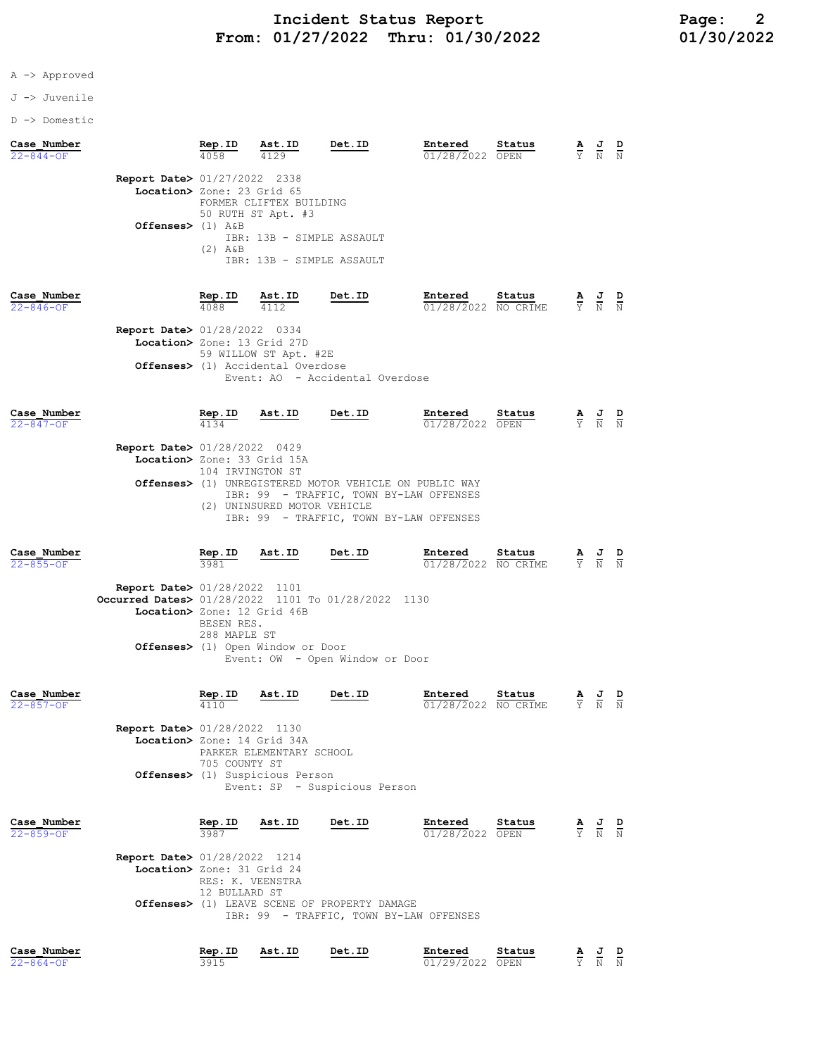A -> Approved

J -> Juvenile

D -> Domestic

| Case_Number | Rep.ID | Ast.ID | Det.ID | Entered | Status | A | J | D |
|---|---|---|---|---|---|---|---|---|
| 22-844-OF | 4058 | 4129 | | 01/28/2022 | OPEN | Y | N | N |

**Report Date>** 01/27/2022 2338
**Location>** Zone: 23 Grid 65
FORMER CLIFTEX BUILDING
50 RUTH ST Apt. #3
**Offenses>** (1) A&B
IBR: 13B - SIMPLE ASSAULT
(2) A&B
IBR: 13B - SIMPLE ASSAULT

| Case_Number | Rep.ID | Ast.ID | Det.ID | Entered | Status | A | J | D |
|---|---|---|---|---|---|---|---|---|
| 22-846-OF | 4088 | 4112 | | 01/28/2022 | NO CRIME | Y | N | N |

**Report Date>** 01/28/2022 0334
**Location>** Zone: 13 Grid 27D
59 WILLOW ST Apt. #2E
**Offenses>** (1) Accidental Overdose
Event: AO - Accidental Overdose

| Case_Number | Rep.ID | Ast.ID | Det.ID | Entered | Status | A | J | D |
|---|---|---|---|---|---|---|---|---|
| 22-847-OF | 4134 | | | 01/28/2022 | OPEN | Y | N | N |

**Report Date>** 01/28/2022 0429
**Location>** Zone: 33 Grid 15A
104 IRVINGTON ST
**Offenses>** (1) UNREGISTERED MOTOR VEHICLE ON PUBLIC WAY
IBR: 99 - TRAFFIC, TOWN BY-LAW OFFENSES
(2) UNINSURED MOTOR VEHICLE
IBR: 99 - TRAFFIC, TOWN BY-LAW OFFENSES

| Case_Number | Rep.ID | Ast.ID | Det.ID | Entered | Status | A | J | D |
|---|---|---|---|---|---|---|---|---|
| 22-855-OF | 3981 | | | 01/28/2022 | NO CRIME | Y | N | N |

**Report Date>** 01/28/2022 1101
**Occurred Dates>** 01/28/2022 1101 To 01/28/2022 1130
**Location>** Zone: 12 Grid 46B
BESEN RES.
288 MAPLE ST
**Offenses>** (1) Open Window or Door
Event: OW - Open Window or Door

| Case_Number | Rep.ID | Ast.ID | Det.ID | Entered | Status | A | J | D |
|---|---|---|---|---|---|---|---|---|
| 22-857-OF | 4110 | | | 01/28/2022 | NO CRIME | Y | N | N |

**Report Date>** 01/28/2022 1130
**Location>** Zone: 14 Grid 34A
PARKER ELEMENTARY SCHOOL
705 COUNTY ST
**Offenses>** (1) Suspicious Person
Event: SP - Suspicious Person

| Case_Number | Rep.ID | Ast.ID | Det.ID | Entered | Status | A | J | D |
|---|---|---|---|---|---|---|---|---|
| 22-859-OF | 3987 | | | 01/28/2022 | OPEN | Y | N | N |

**Report Date>** 01/28/2022 1214
**Location>** Zone: 31 Grid 24
RES: K. VEENSTRA
12 BULLARD ST
**Offenses>** (1) LEAVE SCENE OF PROPERTY DAMAGE
IBR: 99 - TRAFFIC, TOWN BY-LAW OFFENSES

| Case_Number | Rep.ID | Ast.ID | Det.ID | Entered | Status | A | J | D |
|---|---|---|---|---|---|---|---|---|
| 22-864-OF | 3915 | | | 01/29/2022 | OPEN | Y | N | N |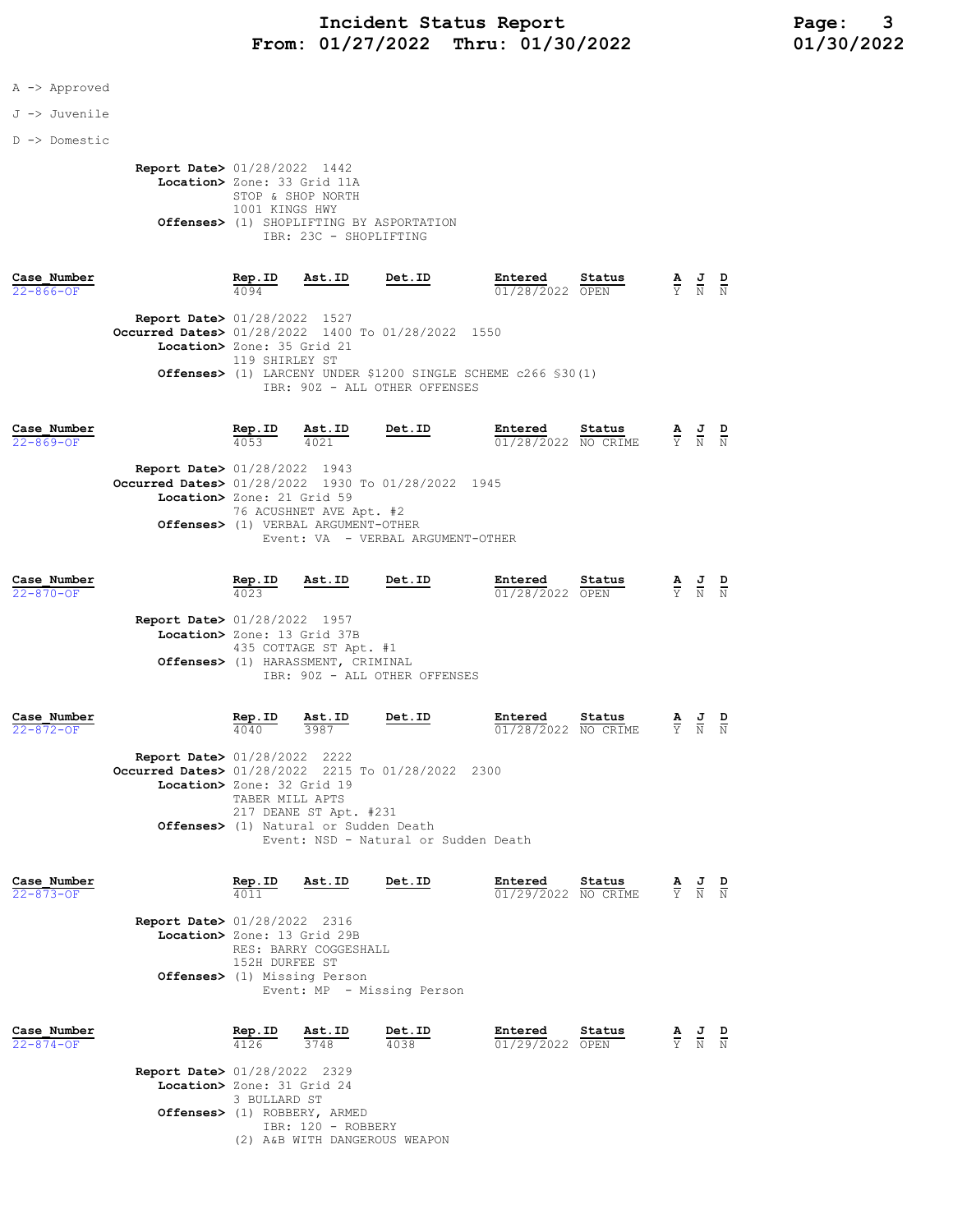# Incident Status Report
## From: 01/27/2022 Thru: 01/30/2022

A -> Approved

J -> Juvenile

D -> Domestic

**Report Date>** 01/28/2022 1442
**Location>** Zone: 33 Grid 11A
STOP & SHOP NORTH
1001 KINGS HWY
**Offenses>** (1) SHOPLIFTING BY ASPORTATION
IBR: 23C - SHOPLIFTING

| Case_Number | Rep.ID | Ast.ID | Det.ID | Entered | Status | A | J | D |
|---|---|---|---|---|---|---|---|---|
| 22-866-OF | 4094 | | | 01/28/2022 | OPEN | Y | N | N |

**Report Date>** 01/28/2022 1527
**Occurred Dates>** 01/28/2022 1400 To 01/28/2022 1550
**Location>** Zone: 35 Grid 21
119 SHIRLEY ST
**Offenses>** (1) LARCENY UNDER $1200 SINGLE SCHEME c266 §30(1)
IBR: 90Z - ALL OTHER OFFENSES

| Case_Number | Rep.ID | Ast.ID | Det.ID | Entered | Status | A | J | D |
|---|---|---|---|---|---|---|---|---|
| 22-869-OF | 4053 | 4021 | | 01/28/2022 | NO CRIME | Y | N | N |

**Report Date>** 01/28/2022 1943
**Occurred Dates>** 01/28/2022 1930 To 01/28/2022 1945
**Location>** Zone: 21 Grid 59
76 ACUSHNET AVE Apt. #2
**Offenses>** (1) VERBAL ARGUMENT-OTHER
Event: VA - VERBAL ARGUMENT-OTHER

| Case_Number | Rep.ID | Ast.ID | Det.ID | Entered | Status | A | J | D |
|---|---|---|---|---|---|---|---|---|
| 22-870-OF | 4023 | | | 01/28/2022 | OPEN | Y | N | N |

**Report Date>** 01/28/2022 1957
**Location>** Zone: 13 Grid 37B
435 COTTAGE ST Apt. #1
**Offenses>** (1) HARASSMENT, CRIMINAL
IBR: 90Z - ALL OTHER OFFENSES

| Case_Number | Rep.ID | Ast.ID | Det.ID | Entered | Status | A | J | D |
|---|---|---|---|---|---|---|---|---|
| 22-872-OF | 4040 | 3987 | | 01/28/2022 | NO CRIME | Y | N | N |

**Report Date>** 01/28/2022 2222
**Occurred Dates>** 01/28/2022 2215 To 01/28/2022 2300
**Location>** Zone: 32 Grid 19
TABER MILL APTS
217 DEANE ST Apt. #231
**Offenses>** (1) Natural or Sudden Death
Event: NSD - Natural or Sudden Death

| Case_Number | Rep.ID | Ast.ID | Det.ID | Entered | Status | A | J | D |
|---|---|---|---|---|---|---|---|---|
| 22-873-OF | 4011 | | | 01/29/2022 | NO CRIME | Y | N | N |

**Report Date>** 01/28/2022 2316
**Location>** Zone: 13 Grid 29B
RES: BARRY COGGESHALL
152H DURFEE ST
**Offenses>** (1) Missing Person
Event: MP - Missing Person

| Case_Number | Rep.ID | Ast.ID | Det.ID | Entered | Status | A | J | D |
|---|---|---|---|---|---|---|---|---|
| 22-874-OF | 4126 | 3748 | 4038 | 01/29/2022 | OPEN | Y | N | N |

**Report Date>** 01/28/2022 2329
**Location>** Zone: 31 Grid 24
3 BULLARD ST
**Offenses>** (1) ROBBERY, ARMED
IBR: 120 - ROBBERY
(2) A&B WITH DANGEROUS WEAPON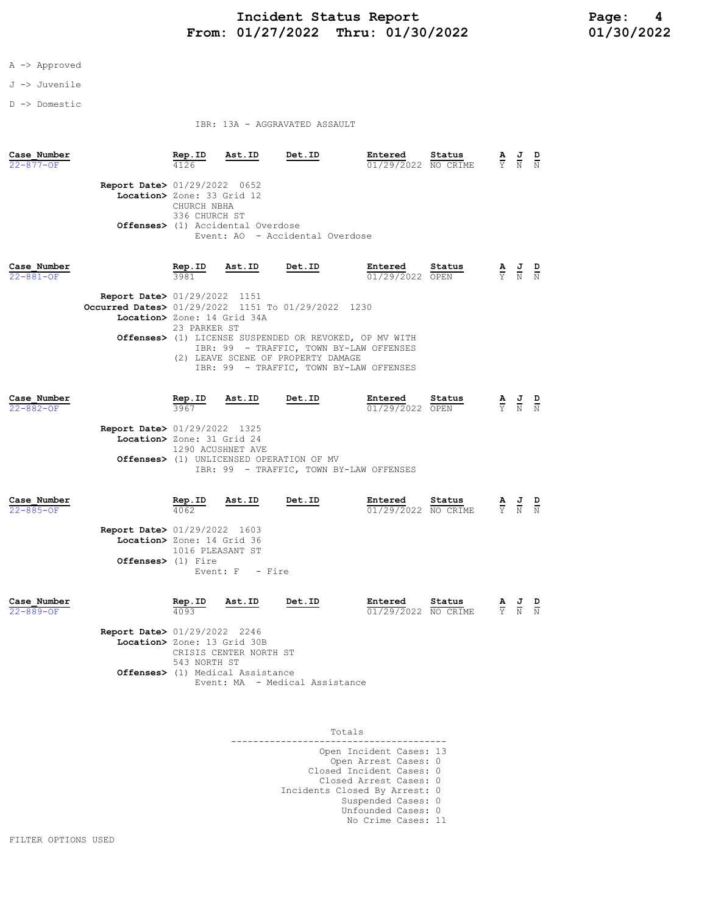# Incident Status Report
## From: 01/27/2022 Thru: 01/30/2022

A -> Approved

J -> Juvenile

D -> Domestic

IBR: 13A - AGGRAVATED ASSAULT

| Case_Number | Rep.ID | Ast.ID | Det.ID | Entered | Status | A | J | D |
|---|---|---|---|---|---|---|---|---|
| 22-877-OF | 4126 | | | 01/29/2022 | NO CRIME | Y | N | N |

**Report Date>** 01/29/2022 0652
**Location>** Zone: 33 Grid 12
CHURCH NBHA
336 CHURCH ST
**Offenses>** (1) Accidental Overdose
Event: AO - Accidental Overdose

| Case_Number | Rep.ID | Ast.ID | Det.ID | Entered | Status | A | J | D |
|---|---|---|---|---|---|---|---|---|
| 22-881-OF | 3981 | | | 01/29/2022 | OPEN | Y | N | N |

**Report Date>** 01/29/2022 1151
**Occurred Dates>** 01/29/2022 1151 To 01/29/2022 1230
**Location>** Zone: 14 Grid 34A
23 PARKER ST
**Offenses>** (1) LICENSE SUSPENDED OR REVOKED, OP MV WITH
IBR: 99 - TRAFFIC, TOWN BY-LAW OFFENSES
(2) LEAVE SCENE OF PROPERTY DAMAGE
IBR: 99 - TRAFFIC, TOWN BY-LAW OFFENSES

| Case_Number | Rep.ID | Ast.ID | Det.ID | Entered | Status | A | J | D |
|---|---|---|---|---|---|---|---|---|
| 22-882-OF | 3967 | | | 01/29/2022 | OPEN | Y | N | N |

**Report Date>** 01/29/2022 1325
**Location>** Zone: 31 Grid 24
1290 ACUSHNET AVE
**Offenses>** (1) UNLICENSED OPERATION OF MV
IBR: 99 - TRAFFIC, TOWN BY-LAW OFFENSES

| Case_Number | Rep.ID | Ast.ID | Det.ID | Entered | Status | A | J | D |
|---|---|---|---|---|---|---|---|---|
| 22-885-OF | 4062 | | | 01/29/2022 | NO CRIME | Y | N | N |

**Report Date>** 01/29/2022 1603
**Location>** Zone: 14 Grid 36
1016 PLEASANT ST
**Offenses>** (1) Fire
Event: F - Fire

| Case_Number | Rep.ID | Ast.ID | Det.ID | Entered | Status | A | J | D |
|---|---|---|---|---|---|---|---|---|
| 22-889-OF | 4093 | | | 01/29/2022 | NO CRIME | Y | N | N |

**Report Date>** 01/29/2022 2246
**Location>** Zone: 13 Grid 30B
CRISIS CENTER NORTH ST
543 NORTH ST
**Offenses>** (1) Medical Assistance
Event: MA - Medical Assistance

### Totals

| | |
|---|---|
| Open Incident Cases: | 13 |
| Open Arrest Cases: | 0 |
| Closed Incident Cases: | 0 |
| Closed Arrest Cases: | 0 |
| Incidents Closed By Arrest: | 0 |
| Suspended Cases: | 0 |
| Unfounded Cases: | 0 |
| No Crime Cases: | 11 |

FILTER OPTIONS USED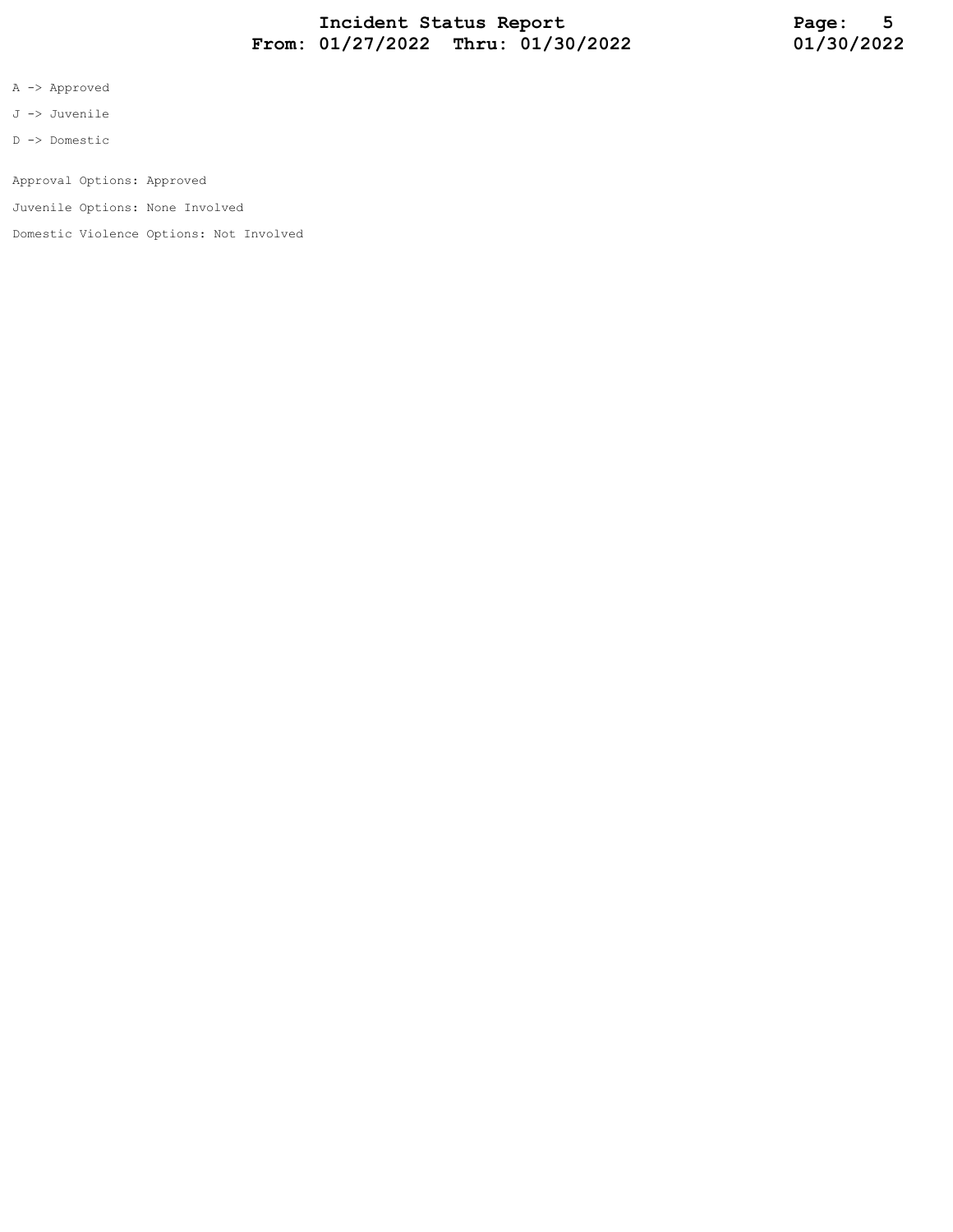A -> Approved

J -> Juvenile

D -> Domestic

Approval Options: Approved

Juvenile Options: None Involved

Domestic Violence Options: Not Involved